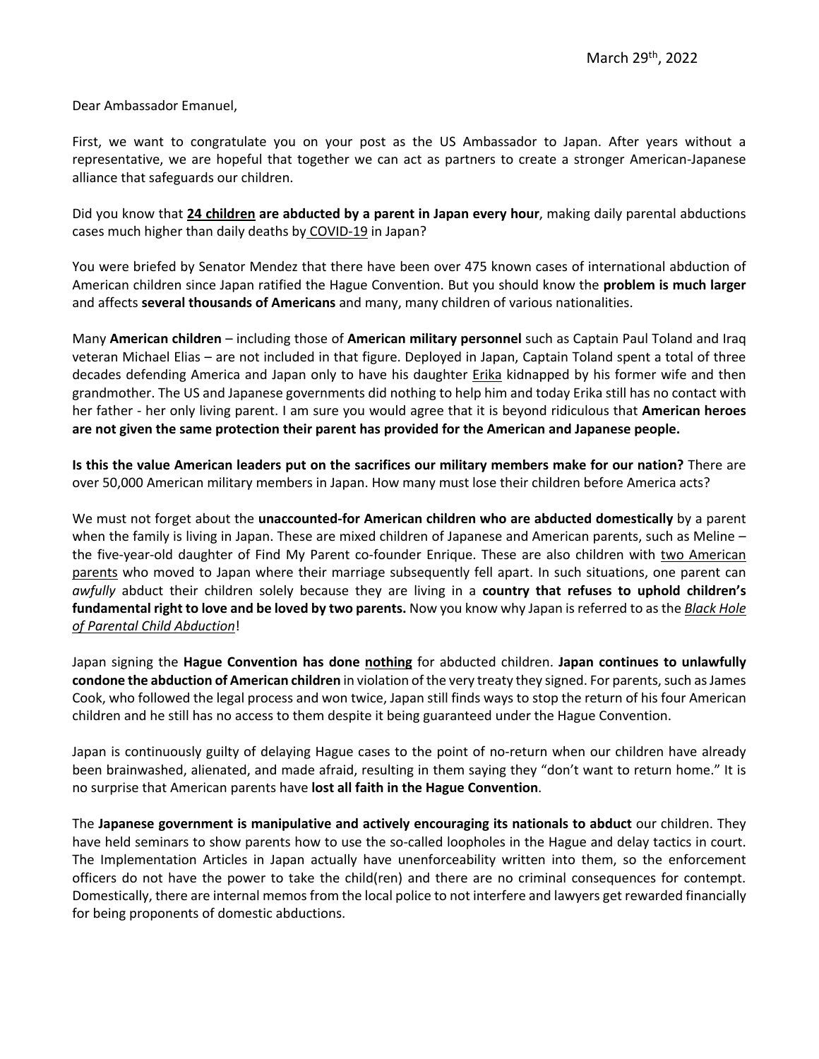March 29th, 2022

Dear Ambassador Emanuel,

First, we want to congratulate you on your post as the US Ambassador to Japan. After years without a representative, we are hopeful that together we can act as partners to create a stronger American-Japanese alliance that safeguards our children.

Did you know that **24 children are abducted by a parent in Japan every hour**, making daily parental abductions cases much higher than daily deaths by COVID-19 in Japan?

You were briefed by Senator Mendez that there have been over 475 known cases of international abduction of American children since Japan ratified the Hague Convention. But you should know the **problem is much larger** and affects **several thousands of Americans** and many, many children of various nationalities.

Many **American children** – including those of **American military personnel** such as Captain Paul Toland and Iraq veteran Michael Elias – are not included in that figure. Deployed in Japan, Captain Toland spent a total of three decades defending America and Japan only to have his daughter Erika kidnapped by his former wife and then grandmother. The US and Japanese governments did nothing to help him and today Erika still has no contact with her father - her only living parent. I am sure you would agree that it is beyond ridiculous that **American heroes are not given the same protection their parent has provided for the American and Japanese people.**

**Is this the value American leaders put on the sacrifices our military members make for our nation?** There are over 50,000 American military members in Japan. How many must lose their children before America acts?

We must not forget about the **unaccounted-for American children who are abducted domestically** by a parent when the family is living in Japan. These are mixed children of Japanese and American parents, such as Meline – the five-year-old daughter of Find My Parent co-founder Enrique. These are also children with two American parents who moved to Japan where their marriage subsequently fell apart. In such situations, one parent can *awfully* abduct their children solely because they are living in a **country that refuses to uphold children's fundamental right to love and be loved by two parents.** Now you know why Japan is referred to as the *Black Hole of Parental Child Abduction*!

Japan signing the **Hague Convention has done nothing** for abducted children. **Japan continues to unlawfully condone the abduction of American children** in violation of the very treaty they signed. For parents, such as James Cook, who followed the legal process and won twice, Japan still finds ways to stop the return of his four American children and he still has no access to them despite it being guaranteed under the Hague Convention.

Japan is continuously guilty of delaying Hague cases to the point of no-return when our children have already been brainwashed, alienated, and made afraid, resulting in them saying they "don't want to return home." It is no surprise that American parents have **lost all faith in the Hague Convention**.

The **Japanese government is manipulative and actively encouraging its nationals to abduct** our children. They have held seminars to show parents how to use the so-called loopholes in the Hague and delay tactics in court. The Implementation Articles in Japan actually have unenforceability written into them, so the enforcement officers do not have the power to take the child(ren) and there are no criminal consequences for contempt. Domestically, there are internal memos from the local police to not interfere and lawyers get rewarded financially for being proponents of domestic abductions.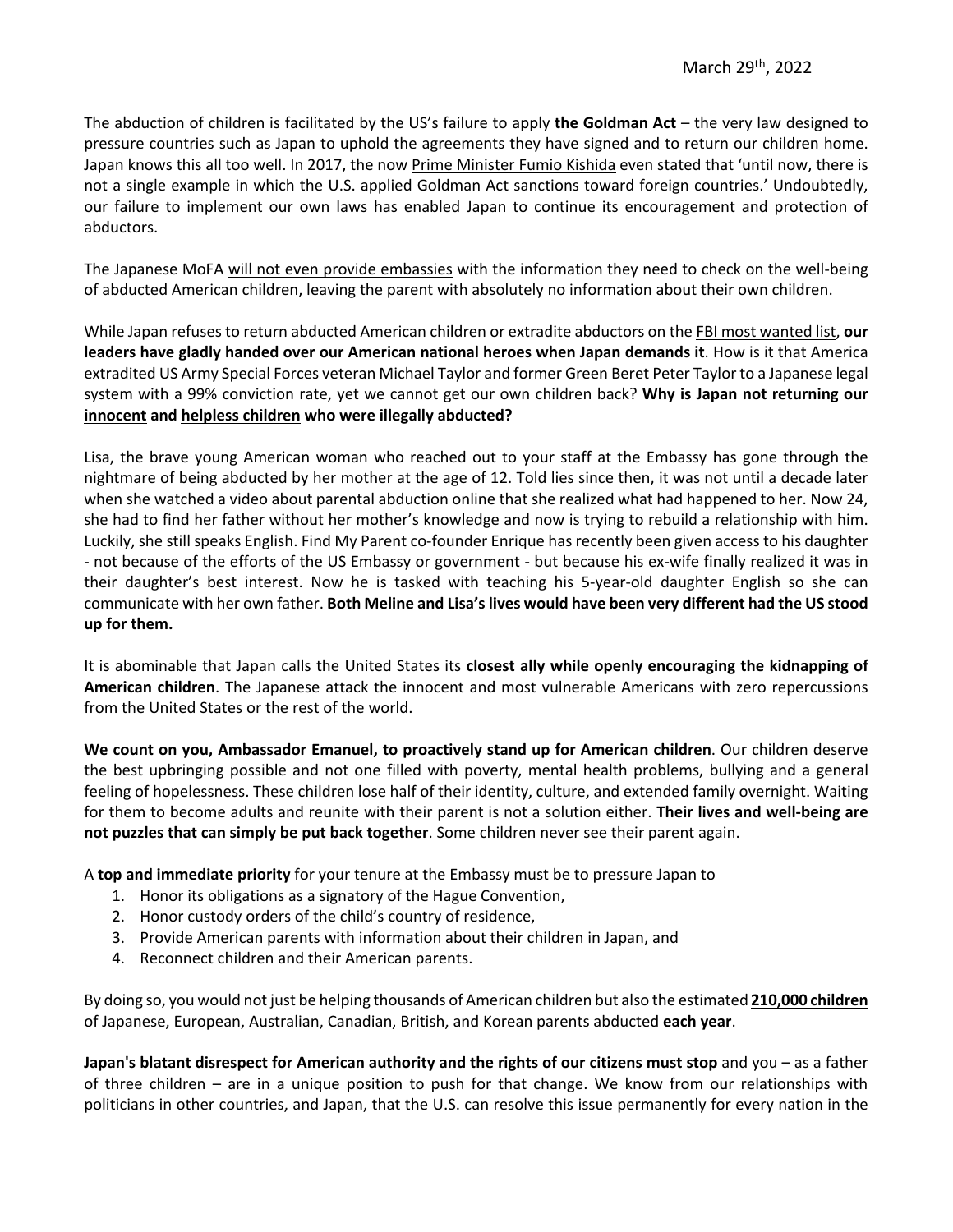March 29th, 2022

The abduction of children is facilitated by the US's failure to apply **the Goldman Act** – the very law designed to pressure countries such as Japan to uphold the agreements they have signed and to return our children home. Japan knows this all too well. In 2017, the now Prime Minister Fumio Kishida even stated that 'until now, there is not a single example in which the U.S. applied Goldman Act sanctions toward foreign countries.' Undoubtedly, our failure to implement our own laws has enabled Japan to continue its encouragement and protection of abductors.

The Japanese MoFA will not even provide embassies with the information they need to check on the well-being of abducted American children, leaving the parent with absolutely no information about their own children.

While Japan refuses to return abducted American children or extradite abductors on the FBI most wanted list, **our leaders have gladly handed over our American national heroes when Japan demands it**. How is it that America extradited US Army Special Forces veteran Michael Taylor and former Green Beret Peter Taylor to a Japanese legal system with a 99% conviction rate, yet we cannot get our own children back? **Why is Japan not returning our innocent and helpless children who were illegally abducted?**

Lisa, the brave young American woman who reached out to your staff at the Embassy has gone through the nightmare of being abducted by her mother at the age of 12. Told lies since then, it was not until a decade later when she watched a video about parental abduction online that she realized what had happened to her. Now 24, she had to find her father without her mother's knowledge and now is trying to rebuild a relationship with him. Luckily, she still speaks English. Find My Parent co-founder Enrique has recently been given access to his daughter - not because of the efforts of the US Embassy or government - but because his ex-wife finally realized it was in their daughter's best interest. Now he is tasked with teaching his 5-year-old daughter English so she can communicate with her own father. **Both Meline and Lisa's lives would have been very different had the US stood up for them.**

It is abominable that Japan calls the United States its **closest ally while openly encouraging the kidnapping of American children**. The Japanese attack the innocent and most vulnerable Americans with zero repercussions from the United States or the rest of the world.

**We count on you, Ambassador Emanuel, to proactively stand up for American children**. Our children deserve the best upbringing possible and not one filled with poverty, mental health problems, bullying and a general feeling of hopelessness. These children lose half of their identity, culture, and extended family overnight. Waiting for them to become adults and reunite with their parent is not a solution either. **Their lives and well-being are not puzzles that can simply be put back together**. Some children never see their parent again.

A **top and immediate priority** for your tenure at the Embassy must be to pressure Japan to

1. Honor its obligations as a signatory of the Hague Convention,
2. Honor custody orders of the child's country of residence,
3. Provide American parents with information about their children in Japan, and
4. Reconnect children and their American parents.

By doing so, you would not just be helping thousands of American children but also the estimated **210,000 children** of Japanese, European, Australian, Canadian, British, and Korean parents abducted **each year**.

**Japan's blatant disrespect for American authority and the rights of our citizens must stop** and you – as a father of three children – are in a unique position to push for that change. We know from our relationships with politicians in other countries, and Japan, that the U.S. can resolve this issue permanently for every nation in the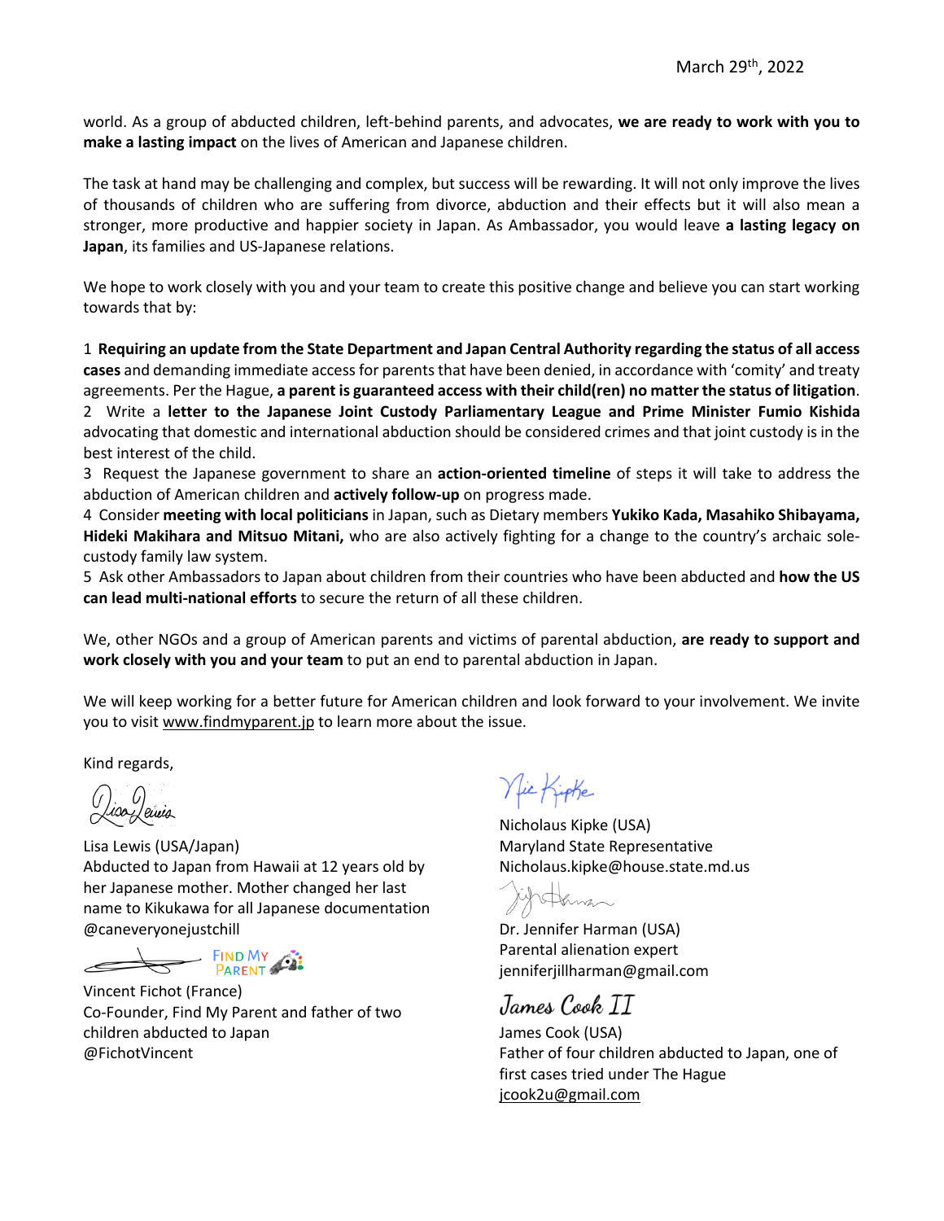March 29th, 2022

world. As a group of abducted children, left-behind parents, and advocates, **we are ready to work with you to make a lasting impact** on the lives of American and Japanese children.

The task at hand may be challenging and complex, but success will be rewarding. It will not only improve the lives of thousands of children who are suffering from divorce, abduction and their effects but it will also mean a stronger, more productive and happier society in Japan. As Ambassador, you would leave **a lasting legacy on Japan**, its families and US-Japanese relations.

We hope to work closely with you and your team to create this positive change and believe you can start working towards that by:

1 **Requiring an update from the State Department and Japan Central Authority regarding the status of all access cases** and demanding immediate access for parents that have been denied, in accordance with 'comity' and treaty agreements. Per the Hague, **a parent is guaranteed access with their child(ren) no matter the status of litigation**.
2 Write a **letter to the Japanese Joint Custody Parliamentary League and Prime Minister Fumio Kishida** advocating that domestic and international abduction should be considered crimes and that joint custody is in the best interest of the child.
3 Request the Japanese government to share an **action-oriented timeline** of steps it will take to address the abduction of American children and **actively follow-up** on progress made.
4 Consider **meeting with local politicians** in Japan, such as Dietary members **Yukiko Kada, Masahiko Shibayama, Hideki Makihara and Mitsuo Mitani,** who are also actively fighting for a change to the country's archaic sole-custody family law system.
5 Ask other Ambassadors to Japan about children from their countries who have been abducted and **how the US can lead multi-national efforts** to secure the return of all these children.

We, other NGOs and a group of American parents and victims of parental abduction, **are ready to support and work closely with you and your team** to put an end to parental abduction in Japan.

We will keep working for a better future for American children and look forward to your involvement. We invite you to visit www.findmyparent.jp to learn more about the issue.

Kind regards,

Lisa Lewis (USA/Japan)
Abducted to Japan from Hawaii at 12 years old by her Japanese mother. Mother changed her last name to Kikukawa for all Japanese documentation
@caneveryonejustchill

Vincent Fichot (France)
Co-Founder, Find My Parent and father of two children abducted to Japan
@FichotVincent

Nicholaus Kipke (USA)
Maryland State Representative
Nicholaus.kipke@house.state.md.us

Dr. Jennifer Harman (USA)
Parental alienation expert
jenniferjillharman@gmail.com

James Cook II

James Cook (USA)
Father of four children abducted to Japan, one of first cases tried under The Hague
jcook2u@gmail.com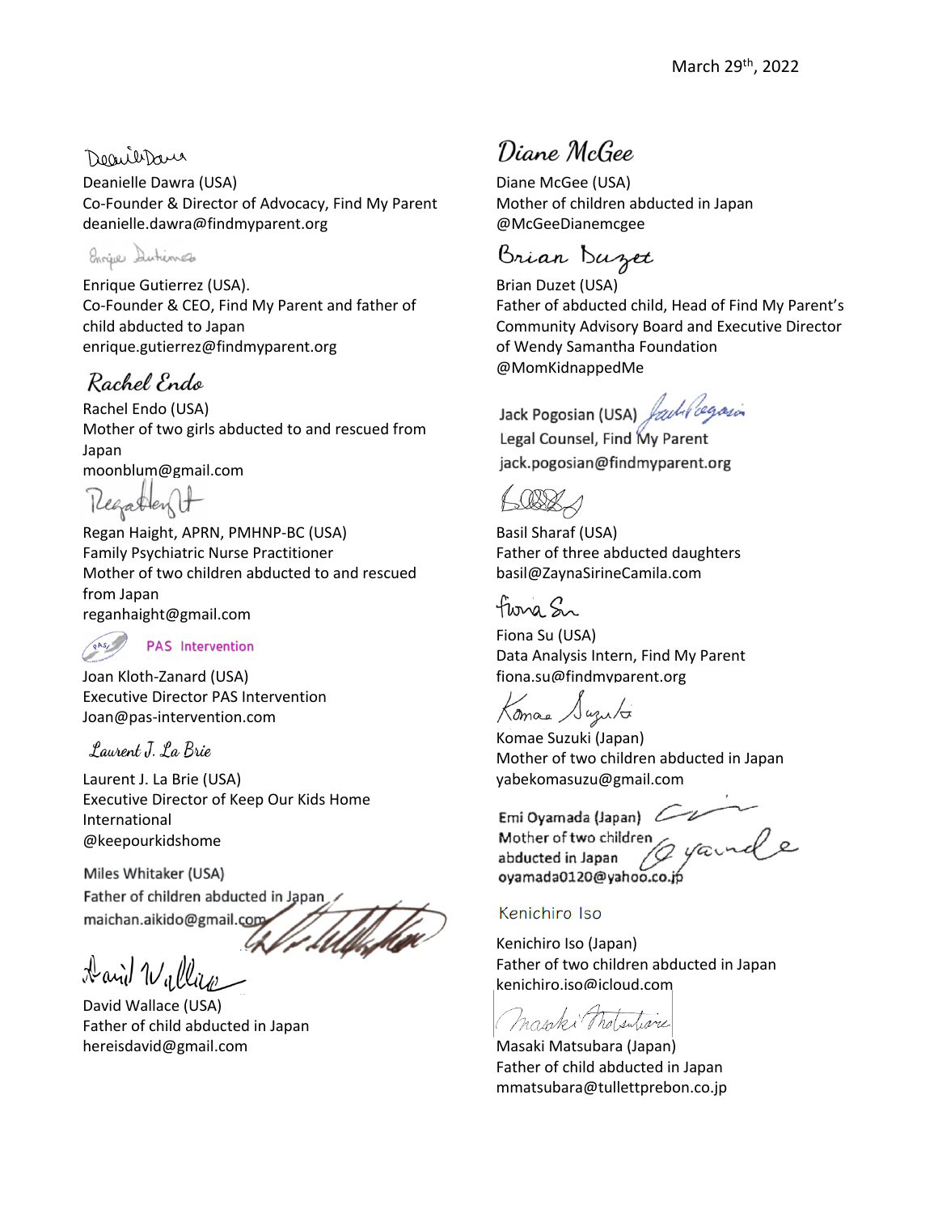March 29th, 2022

Deanielle Dawra

Deanielle Dawra (USA)
Co-Founder & Director of Advocacy, Find My Parent
deanielle.dawra@findmyparent.org

Enrique Gutierrez

Enrique Gutierrez (USA).
Co-Founder & CEO, Find My Parent and father of child abducted to Japan
enrique.gutierrez@findmyparent.org

Rachel Endo

Rachel Endo (USA)
Mother of two girls abducted to and rescued from Japan
moonblum@gmail.com

Regan Haight

Regan Haight, APRN, PMHNP-BC (USA)
Family Psychiatric Nurse Practitioner
Mother of two children abducted to and rescued from Japan
reganhaight@gmail.com

PAS Intervention

Joan Kloth-Zanard (USA)
Executive Director PAS Intervention
Joan@pas-intervention.com

Laurent J. La Brie

Laurent J. La Brie (USA)
Executive Director of Keep Our Kids Home International
@keepourkidshome

Miles Whitaker (USA)
Father of children abducted in Japan
maichan.aikido@gmail.com

David Wallace

David Wallace (USA)
Father of child abducted in Japan
hereisdavid@gmail.com

Diane McGee

Diane McGee (USA)
Mother of children abducted in Japan
@McGeeDianemcgee

Brian Duzet

Brian Duzet (USA)
Father of abducted child, Head of Find My Parent's Community Advisory Board and Executive Director of Wendy Samantha Foundation
@MomKidnappedMe

Jack Pogosian (USA)
Legal Counsel, Find My Parent
jack.pogosian@findmyparent.org

Basil Sharaf (USA)
Father of three abducted daughters
basil@ZaynaSirineCamila.com

Fiona Su

Fiona Su (USA)
Data Analysis Intern, Find My Parent
fiona.su@findmyparent.org

Komae Suzuki

Komae Suzuki (Japan)
Mother of two children abducted in Japan
yabekomasuzu@gmail.com

Emi Oyamada (Japan)
Mother of two children abducted in Japan
oyamada0120@yahoo.co.jp

Kenichiro Iso

Kenichiro Iso (Japan)
Father of two children abducted in Japan
kenichiro.iso@icloud.com

Masaki Matsubara

Masaki Matsubara (Japan)
Father of child abducted in Japan
mmatsubara@tullettprebon.co.jp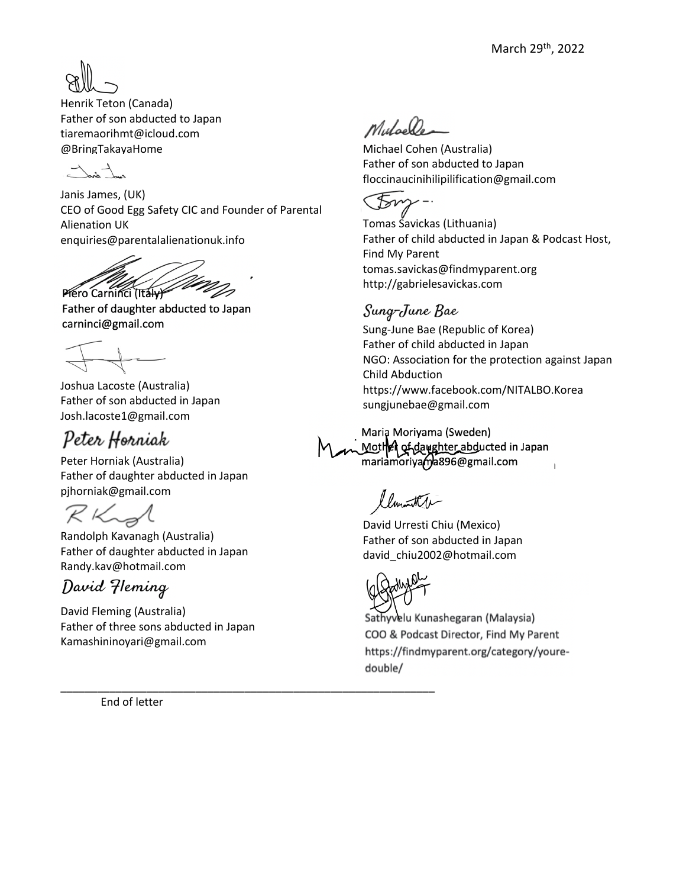March 29th, 2022

Henrik Teton (Canada)
Father of son abducted to Japan
tiaremaorihmt@icloud.com
@BringTakayaHome

Janis James, (UK)
CEO of Good Egg Safety CIC and Founder of Parental Alienation UK
enquiries@parentalalienationuk.info

Piero Carninci (Italy)
Father of daughter abducted to Japan
carninci@gmail.com

Joshua Lacoste (Australia)
Father of son abducted in Japan
Josh.lacoste1@gmail.com

Peter Horniak

Peter Horniak (Australia)
Father of daughter abducted in Japan
pjhorniak@gmail.com

Randolph Kavanagh (Australia)
Father of daughter abducted in Japan
Randy.kav@hotmail.com

David Fleming

David Fleming (Australia)
Father of three sons abducted in Japan
Kamashininoyari@gmail.com

Michael Cohen (Australia)
Father of son abducted to Japan
floccinaucinihilipilification@gmail.com

Tomas Savickas (Lithuania)
Father of child abducted in Japan & Podcast Host, Find My Parent
tomas.savickas@findmyparent.org
http://gabrielesavickas.com

Sung-June Bae

Sung-June Bae (Republic of Korea)
Father of child abducted in Japan
NGO: Association for the protection against Japan Child Abduction
https://www.facebook.com/NITALBO.Korea
sungjunebae@gmail.com

Maria Moriyama (Sweden)
Mother of daughter abducted in Japan
mariamoriyama896@gmail.com

David Urresti Chiu (Mexico)
Father of son abducted in Japan
david_chiu2002@hotmail.com

Sathyvelu Kunashegaran (Malaysia)
COO & Podcast Director, Find My Parent
https://findmyparent.org/category/youre-double/

---

End of letter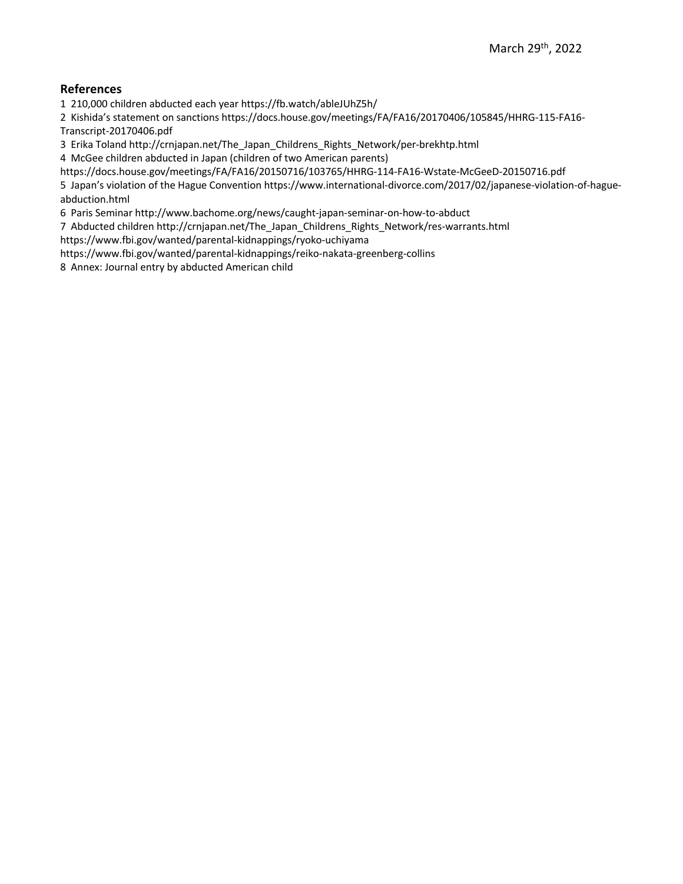March 29th, 2022

## References

1 210,000 children abducted each year https://fb.watch/ableJUhZ5h/

2 Kishida's statement on sanctions https://docs.house.gov/meetings/FA/FA16/20170406/105845/HHRG-115-FA16-Transcript-20170406.pdf

3 Erika Toland http://crnjapan.net/The_Japan_Childrens_Rights_Network/per-brekhtp.html

4 McGee children abducted in Japan (children of two American parents) https://docs.house.gov/meetings/FA/FA16/20150716/103765/HHRG-114-FA16-Wstate-McGeeD-20150716.pdf

5 Japan's violation of the Hague Convention https://www.international-divorce.com/2017/02/japanese-violation-of-hague-abduction.html

6 Paris Seminar http://www.bachome.org/news/caught-japan-seminar-on-how-to-abduct

7 Abducted children http://crnjapan.net/The_Japan_Childrens_Rights_Network/res-warrants.html
https://www.fbi.gov/wanted/parental-kidnappings/ryoko-uchiyama
https://www.fbi.gov/wanted/parental-kidnappings/reiko-nakata-greenberg-collins

8 Annex: Journal entry by abducted American child